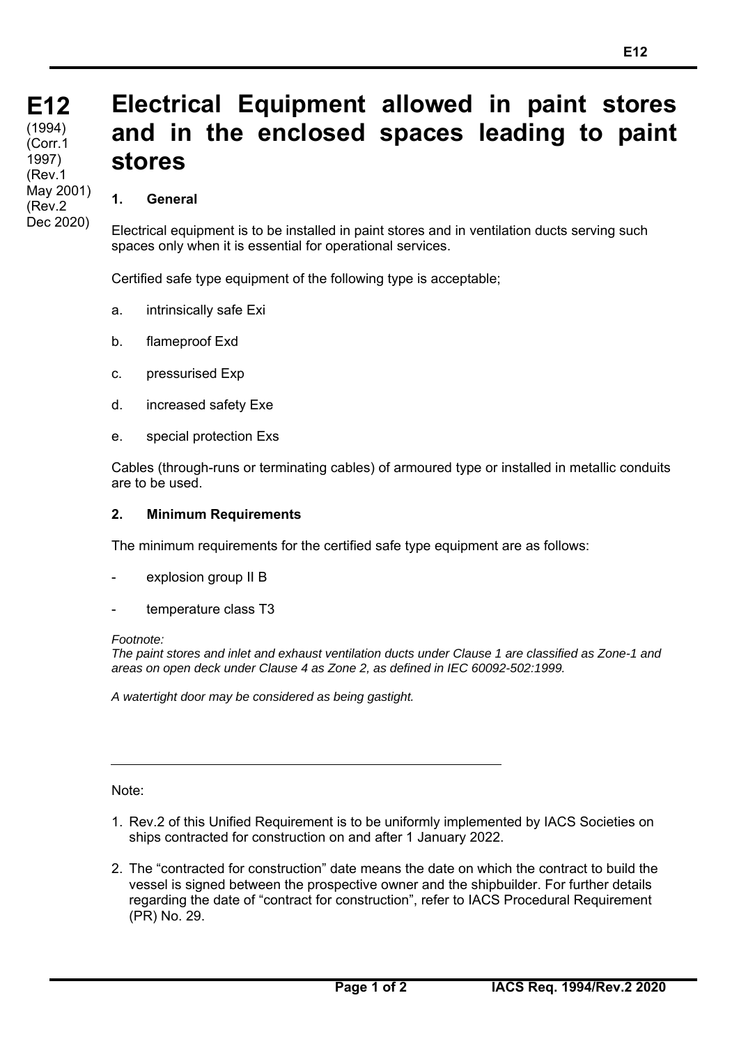# E12

(1994)
(Corr.1 1997)
(Rev.1 May 2001)
(Rev.2 Dec 2020)

# Electrical Equipment allowed in paint stores and in the enclosed spaces leading to paint stores

### 1. General

Electrical equipment is to be installed in paint stores and in ventilation ducts serving such spaces only when it is essential for operational services.

Certified safe type equipment of the following type is acceptable;

a. intrinsically safe Exi

b. flameproof Exd

c. pressurised Exp

d. increased safety Exe

e. special protection Exs

Cables (through-runs or terminating cables) of armoured type or installed in metallic conduits are to be used.

### 2. Minimum Requirements

The minimum requirements for the certified safe type equipment are as follows:

- explosion group II B
- temperature class T3

*Footnote:*
*The paint stores and inlet and exhaust ventilation ducts under Clause 1 are classified as Zone-1 and areas on open deck under Clause 4 as Zone 2, as defined in IEC 60092-502:1999.*

*A watertight door may be considered as being gastight.*

---

Note:

1. Rev.2 of this Unified Requirement is to be uniformly implemented by IACS Societies on ships contracted for construction on and after 1 January 2022.

2. The "contracted for construction" date means the date on which the contract to build the vessel is signed between the prospective owner and the shipbuilder. For further details regarding the date of "contract for construction", refer to IACS Procedural Requirement (PR) No. 29.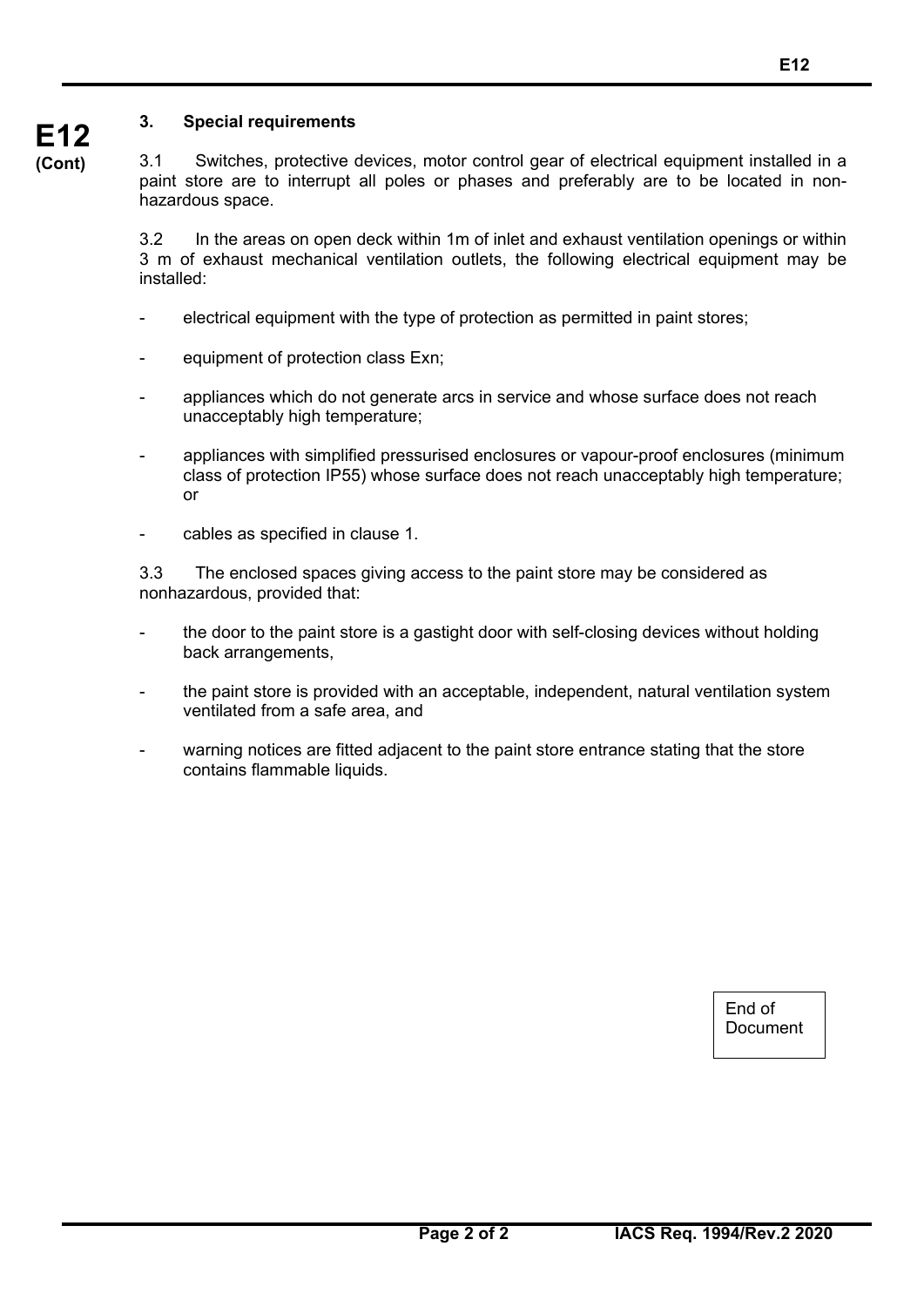### 3. Special requirements

3.1 Switches, protective devices, motor control gear of electrical equipment installed in a paint store are to interrupt all poles or phases and preferably are to be located in non-hazardous space.

3.2 In the areas on open deck within 1m of inlet and exhaust ventilation openings or within 3 m of exhaust mechanical ventilation outlets, the following electrical equipment may be installed:

- electrical equipment with the type of protection as permitted in paint stores;
- equipment of protection class Exn;
- appliances which do not generate arcs in service and whose surface does not reach unacceptably high temperature;
- appliances with simplified pressurised enclosures or vapour-proof enclosures (minimum class of protection IP55) whose surface does not reach unacceptably high temperature; or
- cables as specified in clause 1.

3.3 The enclosed spaces giving access to the paint store may be considered as nonhazardous, provided that:

- the door to the paint store is a gastight door with self-closing devices without holding back arrangements,
- the paint store is provided with an acceptable, independent, natural ventilation system ventilated from a safe area, and
- warning notices are fitted adjacent to the paint store entrance stating that the store contains flammable liquids.

End of Document